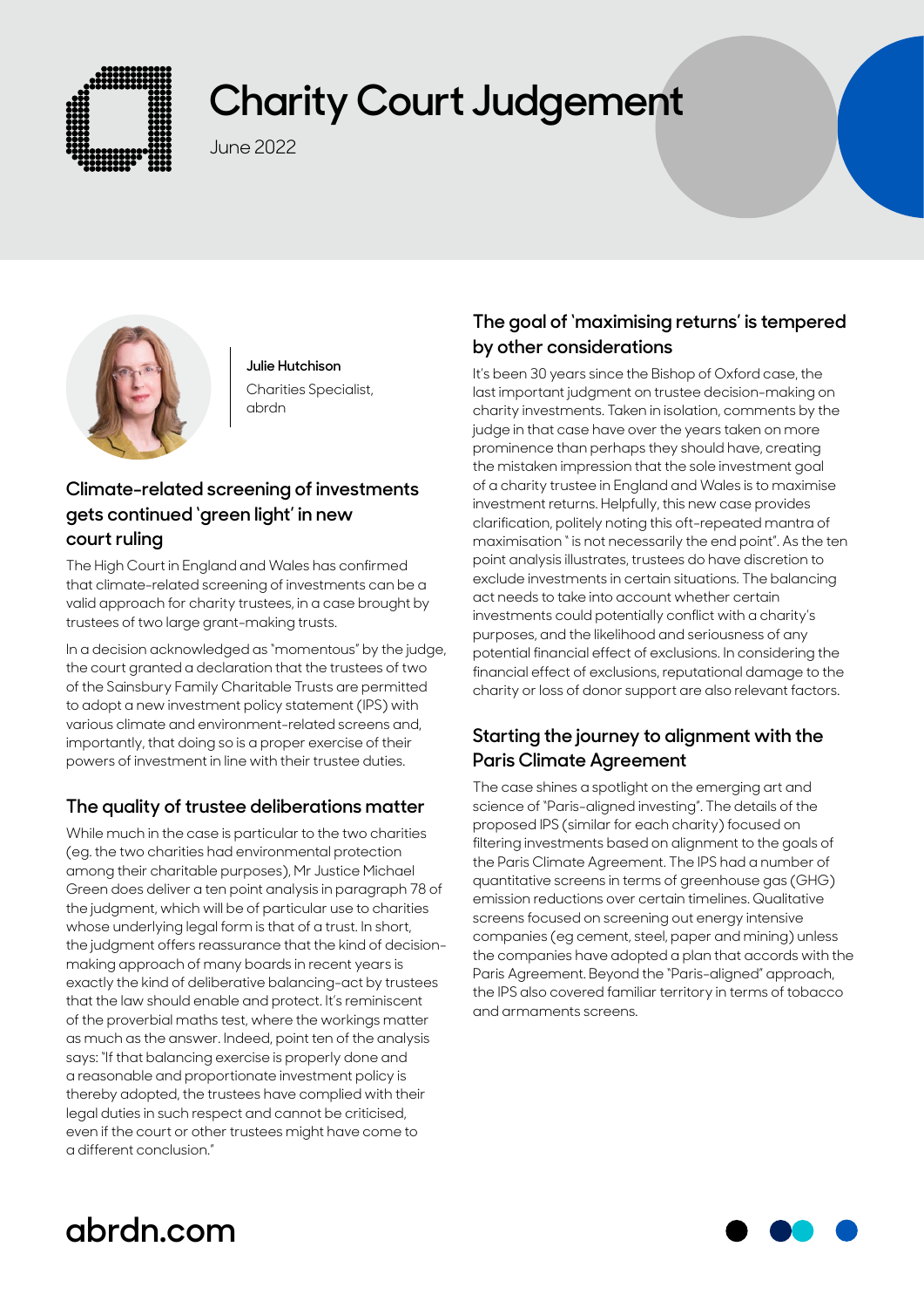# Charity Court Judgement

June 2022

**Julie Hutchison**
Charities Specialist,
abrdn

## Climate-related screening of investments gets continued 'green light' in new court ruling

The High Court in England and Wales has confirmed that climate-related screening of investments can be a valid approach for charity trustees, in a case brought by trustees of two large grant-making trusts.

In a decision acknowledged as "momentous" by the judge, the court granted a declaration that the trustees of two of the Sainsbury Family Charitable Trusts are permitted to adopt a new investment policy statement (IPS) with various climate and environment-related screens and, importantly, that doing so is a proper exercise of their powers of investment in line with their trustee duties.

## The quality of trustee deliberations matter

While much in the case is particular to the two charities (eg. the two charities had environmental protection among their charitable purposes), Mr Justice Michael Green does deliver a ten point analysis in paragraph 78 of the judgment, which will be of particular use to charities whose underlying legal form is that of a trust. In short, the judgment offers reassurance that the kind of decision-making approach of many boards in recent years is exactly the kind of deliberative balancing-act by trustees that the law should enable and protect. It's reminiscent of the proverbial maths test, where the workings matter as much as the answer. Indeed, point ten of the analysis says: "If that balancing exercise is properly done and a reasonable and proportionate investment policy is thereby adopted, the trustees have complied with their legal duties in such respect and cannot be criticised, even if the court or other trustees might have come to a different conclusion."

## The goal of 'maximising returns' is tempered by other considerations

It's been 30 years since the Bishop of Oxford case, the last important judgment on trustee decision-making on charity investments. Taken in isolation, comments by the judge in that case have over the years taken on more prominence than perhaps they should have, creating the mistaken impression that the sole investment goal of a charity trustee in England and Wales is to maximise investment returns. Helpfully, this new case provides clarification, politely noting this oft-repeated mantra of maximisation " is not necessarily the end point". As the ten point analysis illustrates, trustees do have discretion to exclude investments in certain situations. The balancing act needs to take into account whether certain investments could potentially conflict with a charity's purposes, and the likelihood and seriousness of any potential financial effect of exclusions. In considering the financial effect of exclusions, reputational damage to the charity or loss of donor support are also relevant factors.

## Starting the journey to alignment with the Paris Climate Agreement

The case shines a spotlight on the emerging art and science of "Paris-aligned investing". The details of the proposed IPS (similar for each charity) focused on filtering investments based on alignment to the goals of the Paris Climate Agreement. The IPS had a number of quantitative screens in terms of greenhouse gas (GHG) emission reductions over certain timelines. Qualitative screens focused on screening out energy intensive companies (eg cement, steel, paper and mining) unless the companies have adopted a plan that accords with the Paris Agreement. Beyond the "Paris-aligned" approach, the IPS also covered familiar territory in terms of tobacco and armaments screens.

abrdn.com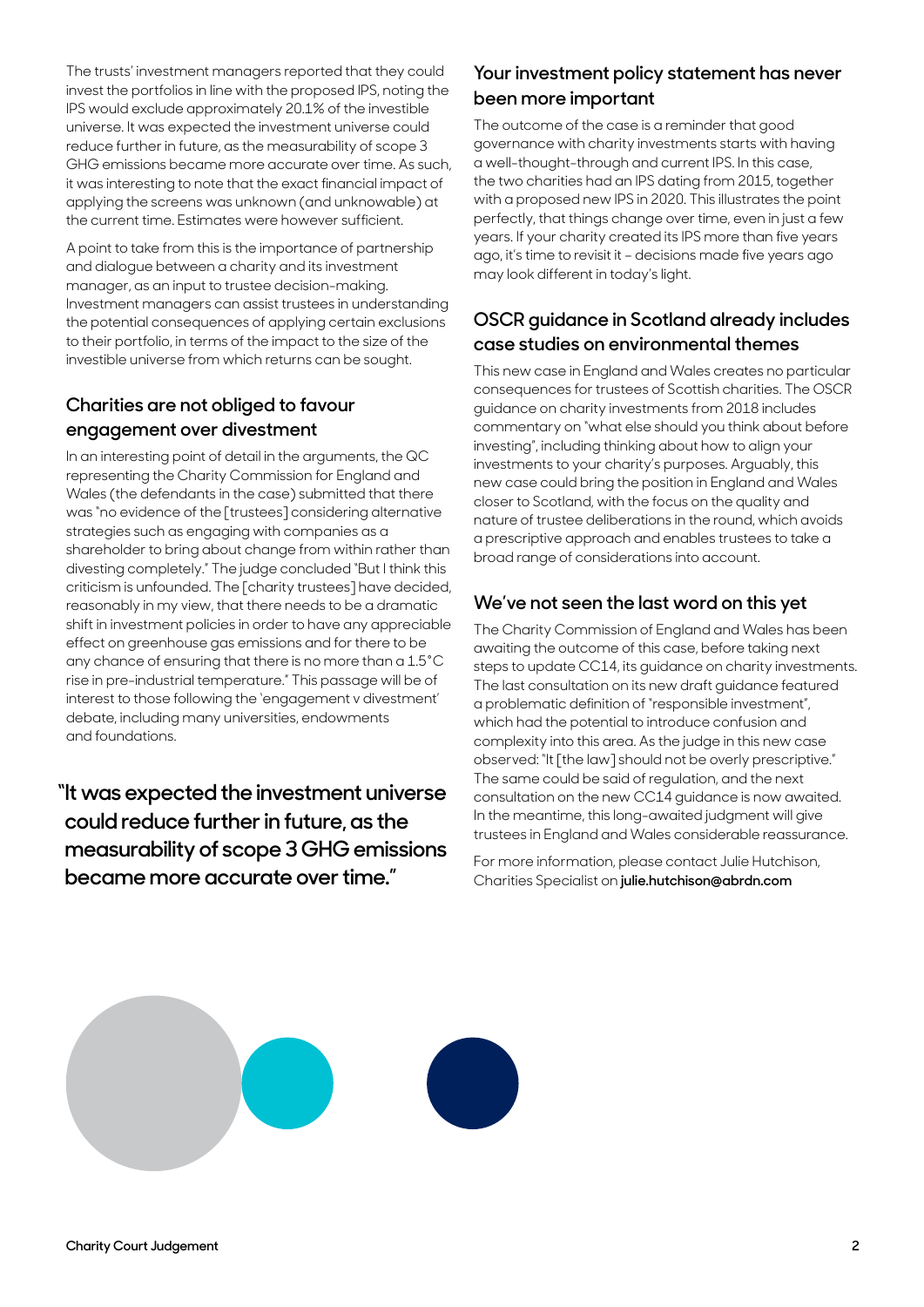The trusts' investment managers reported that they could invest the portfolios in line with the proposed IPS, noting the IPS would exclude approximately 20.1% of the investible universe. It was expected the investment universe could reduce further in future, as the measurability of scope 3 GHG emissions became more accurate over time. As such, it was interesting to note that the exact financial impact of applying the screens was unknown (and unknowable) at the current time. Estimates were however sufficient.

A point to take from this is the importance of partnership and dialogue between a charity and its investment manager, as an input to trustee decision-making. Investment managers can assist trustees in understanding the potential consequences of applying certain exclusions to their portfolio, in terms of the impact to the size of the investible universe from which returns can be sought.

## Charities are not obliged to favour engagement over divestment

In an interesting point of detail in the arguments, the QC representing the Charity Commission for England and Wales (the defendants in the case) submitted that there was "no evidence of the [trustees] considering alternative strategies such as engaging with companies as a shareholder to bring about change from within rather than divesting completely." The judge concluded "But I think this criticism is unfounded. The [charity trustees] have decided, reasonably in my view, that there needs to be a dramatic shift in investment policies in order to have any appreciable effect on greenhouse gas emissions and for there to be any chance of ensuring that there is no more than a 1.5°C rise in pre-industrial temperature." This passage will be of interest to those following the 'engagement v divestment' debate, including many universities, endowments and foundations.

> **"It was expected the investment universe could reduce further in future, as the measurability of scope 3 GHG emissions became more accurate over time."**

## Your investment policy statement has never been more important

The outcome of the case is a reminder that good governance with charity investments starts with having a well-thought-through and current IPS. In this case, the two charities had an IPS dating from 2015, together with a proposed new IPS in 2020. This illustrates the point perfectly, that things change over time, even in just a few years. If your charity created its IPS more than five years ago, it's time to revisit it – decisions made five years ago may look different in today's light.

## OSCR guidance in Scotland already includes case studies on environmental themes

This new case in England and Wales creates no particular consequences for trustees of Scottish charities. The OSCR guidance on charity investments from 2018 includes commentary on "what else should you think about before investing", including thinking about how to align your investments to your charity's purposes. Arguably, this new case could bring the position in England and Wales closer to Scotland, with the focus on the quality and nature of trustee deliberations in the round, which avoids a prescriptive approach and enables trustees to take a broad range of considerations into account.

## We've not seen the last word on this yet

The Charity Commission of England and Wales has been awaiting the outcome of this case, before taking next steps to update CC14, its guidance on charity investments. The last consultation on its new draft guidance featured a problematic definition of "responsible investment", which had the potential to introduce confusion and complexity into this area. As the judge in this new case observed: "It [the law] should not be overly prescriptive." The same could be said of regulation, and the next consultation on the new CC14 guidance is now awaited. In the meantime, this long-awaited judgment will give trustees in England and Wales considerable reassurance.

For more information, please contact Julie Hutchison, Charities Specialist on **julie.hutchison@abrdn.com**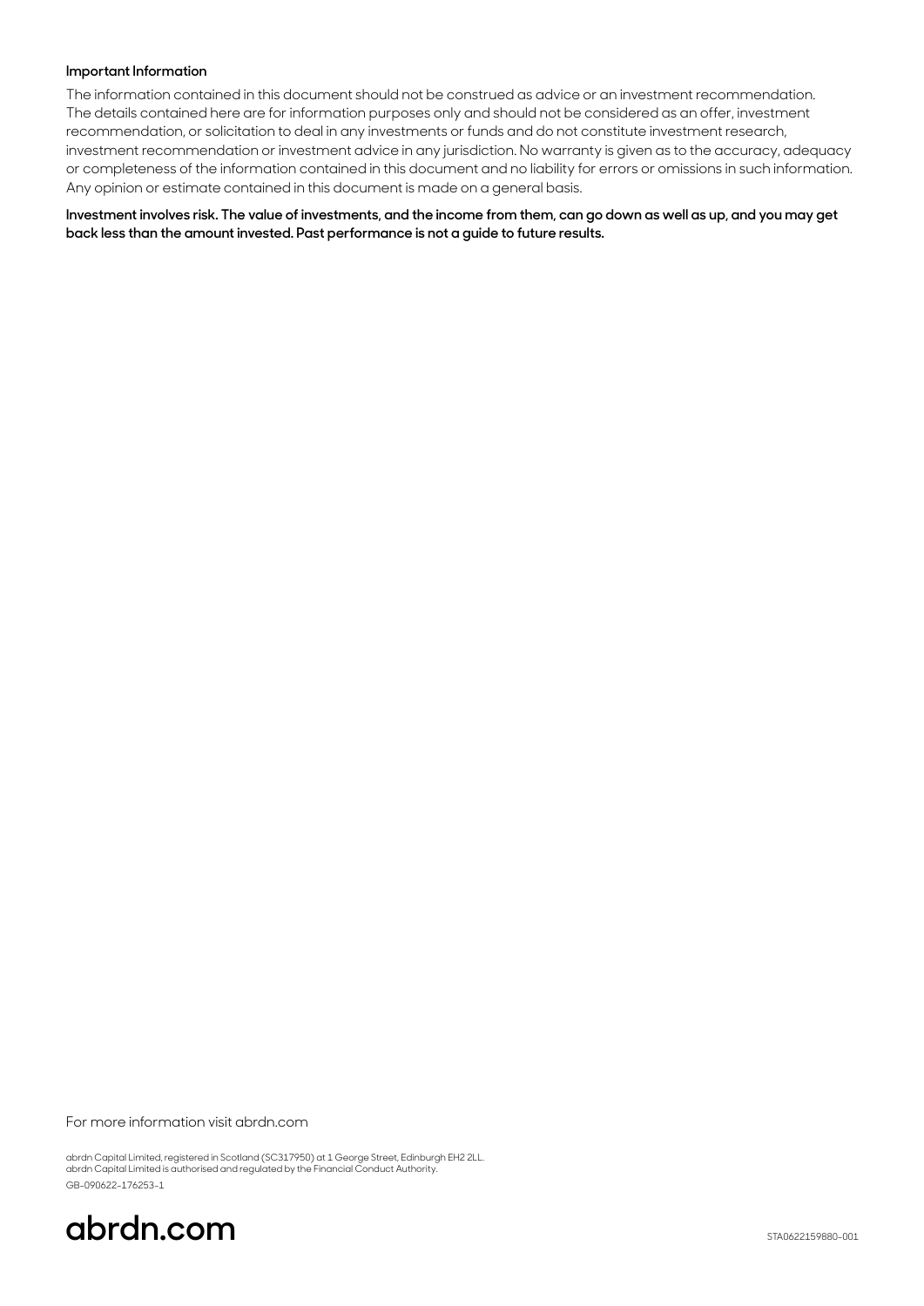**Important Information**

The information contained in this document should not be construed as advice or an investment recommendation. The details contained here are for information purposes only and should not be considered as an offer, investment recommendation, or solicitation to deal in any investments or funds and do not constitute investment research, investment recommendation or investment advice in any jurisdiction. No warranty is given as to the accuracy, adequacy or completeness of the information contained in this document and no liability for errors or omissions in such information. Any opinion or estimate contained in this document is made on a general basis.

**Investment involves risk. The value of investments, and the income from them, can go down as well as up, and you may get back less than the amount invested. Past performance is not a guide to future results.**

For more information visit abrdn.com

abrdn Capital Limited, registered in Scotland (SC317950) at 1 George Street, Edinburgh EH2 2LL.
abrdn Capital Limited is authorised and regulated by the Financial Conduct Authority.

GB-090622-176253-1

**abrdn.com**

STA0622159880-001